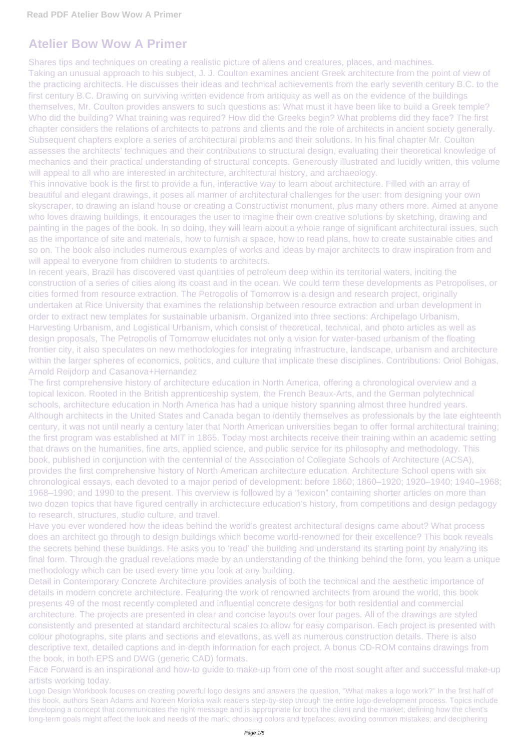# Atelier Bow Wow A Primer

Shares tips and techniques on creating a realistic picture of aliens and creatures, places, and machines.

Taking an unusual approach to his subject, J. J. Coulton examines ancient Greek architecture from the point of view of the practicing architects. He discusses their ideas and technical achievements from the early seventh century B.C. to the first century B.C. Drawing on surviving written evidence from antiquity as well as on the evidence of the buildings themselves, Mr. Coulton provides answers to such questions as: What must it have been like to build a Greek temple? Who did the building? What training was required? How did the Greeks begin? What problems did they face? The first chapter considers the relations of architects to patrons and clients and the role of architects in ancient society generally. Subsequent chapters explore a series of architectural problems and their solutions. In his final chapter Mr. Coulton assesses the architects' techniques and their contributions to structural design, evaluating their theoretical knowledge of mechanics and their practical understanding of structural concepts. Generously illustrated and lucidly written, this volume will appeal to all who are interested in architecture, architectural history, and archaeology.

This innovative book is the first to provide a fun, interactive way to learn about architecture. Filled with an array of beautiful and elegant drawings, it poses all manner of architectural challenges for the user: from designing your own skyscraper, to drawing an island house or creating a Constructivist monument, plus many others more. Aimed at anyone who loves drawing buildings, it encourages the user to imagine their own creative solutions by sketching, drawing and painting in the pages of the book. In so doing, they will learn about a whole range of significant architectural issues, such as the importance of site and materials, how to furnish a space, how to read plans, how to create sustainable cities and so on. The book also includes numerous examples of works and ideas by major architects to draw inspiration from and will appeal to everyone from children to students to architects.

In recent years, Brazil has discovered vast quantities of petroleum deep within its territorial waters, inciting the construction of a series of cities along its coast and in the ocean. We could term these developments as Petropolises, or cities formed from resource extraction. The Petropolis of Tomorrow is a design and research project, originally undertaken at Rice University that examines the relationship between resource extraction and urban development in order to extract new templates for sustainable urbanism. Organized into three sections: Archipelago Urbanism, Harvesting Urbanism, and Logistical Urbanism, which consist of theoretical, technical, and photo articles as well as design proposals, The Petropolis of Tomorrow elucidates not only a vision for water-based urbanism of the floating frontier city, it also speculates on new methodologies for integrating infrastructure, landscape, urbanism and architecture within the larger spheres of economics, politics, and culture that implicate these disciplines. Contributions: Oriol Bohigas, Arnold Reijdorp and Casanova+Hernandez

The first comprehensive history of architecture education in North America, offering a chronological overview and a topical lexicon. Rooted in the British apprenticeship system, the French Beaux-Arts, and the German polytechnical schools, architecture education in North America has had a unique history spanning almost three hundred years. Although architects in the United States and Canada began to identify themselves as professionals by the late eighteenth century, it was not until nearly a century later that North American universities began to offer formal architectural training; the first program was established at MIT in 1865. Today most architects receive their training within an academic setting that draws on the humanities, fine arts, applied science, and public service for its philosophy and methodology. This book, published in conjunction with the centennial of the Association of Collegiate Schools of Architecture (ACSA), provides the first comprehensive history of North American architecture education. Architecture School opens with six chronological essays, each devoted to a major period of development: before 1860; 1860–1920; 1920–1940; 1940–1968; 1968–1990; and 1990 to the present. This overview is followed by a "lexicon" containing shorter articles on more than two dozen topics that have figured centrally in archictecture education's history, from competitions and design pedagogy to research, structures, studio culture, and travel.

Have you ever wondered how the ideas behind the world's greatest architectural designs came about? What process does an architect go through to design buildings which become world-renowned for their excellence? This book reveals the secrets behind these buildings. He asks you to 'read' the building and understand its starting point by analyzing its final form. Through the gradual revelations made by an understanding of the thinking behind the form, you learn a unique methodology which can be used every time you look at any building.

Detail in Contemporary Concrete Architecture provides analysis of both the technical and the aesthetic importance of details in modern concrete architecture. Featuring the work of renowned architects from around the world, this book presents 49 of the most recently completed and influential concrete designs for both residential and commercial architecture. The projects are presented in clear and concise layouts over four pages. All of the drawings are styled consistently and presented at standard architectural scales to allow for easy comparison. Each project is presented with colour photographs, site plans and sections and elevations, as well as numerous construction details. There is also descriptive text, detailed captions and in-depth information for each project. A bonus CD-ROM contains drawings from the book, in both EPS and DWG (generic CAD) formats.

Face Forward is an inspirational and how-to guide to make-up from one of the most sought after and successful make-up artists working today.

Logo Design Workbook focuses on creating powerful logo designs and answers the question, "What makes a logo work?" In the first half of this book, authors Sean Adams and Noreen Morioka walk readers step-by-step through the entire logo-development process. Topics include developing a concept that communicates the right message and is appropriate for both the client and the market; defining how the client's long-term goals might affect the look and needs of the mark; choosing colors and typefaces; avoiding common mistakes; and deciphering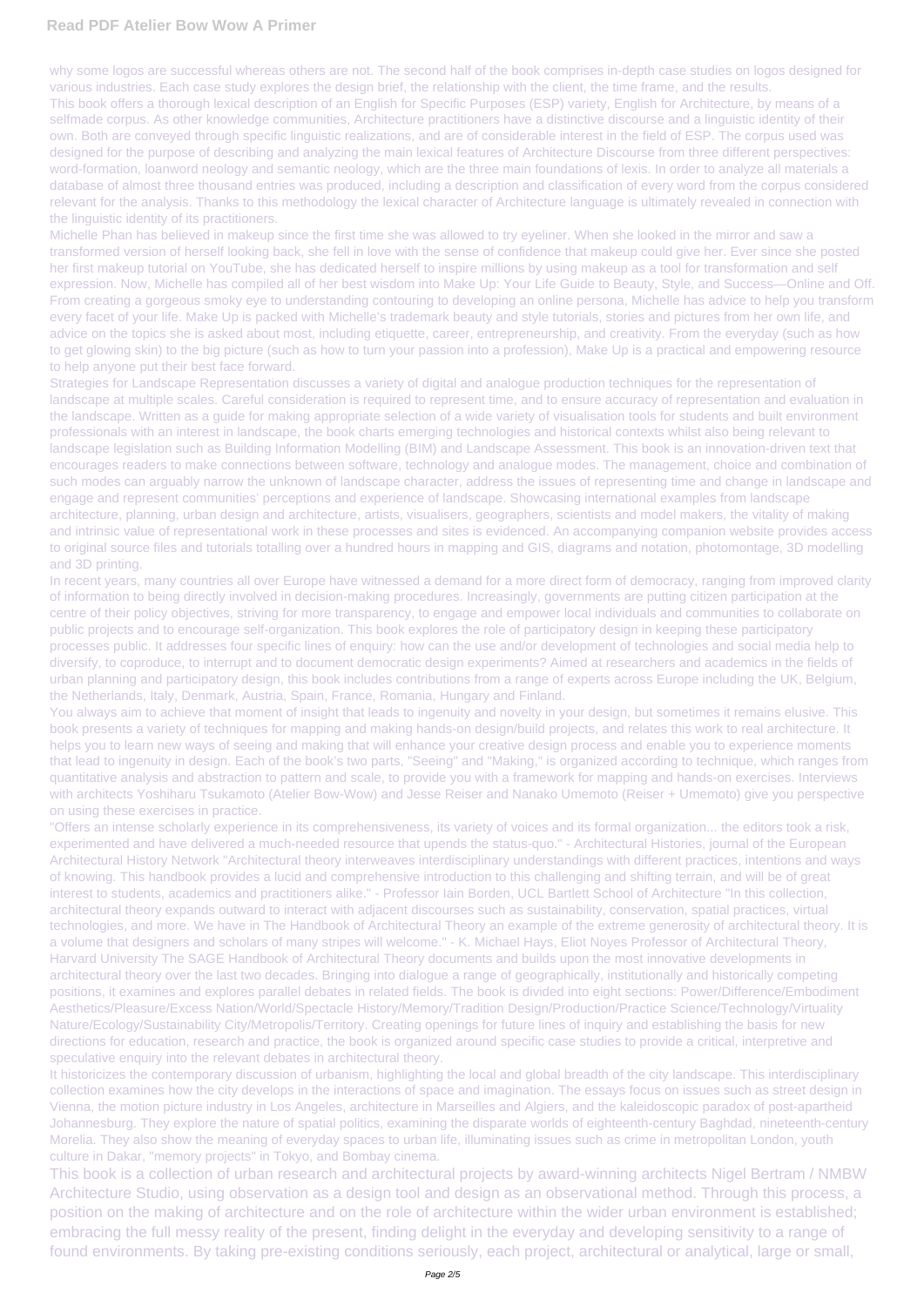why some logos are successful whereas others are not. The second half of the book comprises in-depth case studies on logos designed for various industries. Each case study explores the design brief, the relationship with the client, the time frame, and the results.

This book offers a thorough lexical description of an English for Specific Purposes (ESP) variety, English for Architecture, by means of a selfmade corpus. As other knowledge communities, Architecture practitioners have a distinctive discourse and a linguistic identity of their own. Both are conveyed through specific linguistic realizations, and are of considerable interest in the field of ESP. The corpus used was designed for the purpose of describing and analyzing the main lexical features of Architecture Discourse from three different perspectives: word-formation, loanword neology and semantic neology, which are the three main foundations of lexis. In order to analyze all materials a database of almost three thousand entries was produced, including a description and classification of every word from the corpus considered relevant for the analysis. Thanks to this methodology the lexical character of Architecture language is ultimately revealed in connection with the linguistic identity of its practitioners.

Michelle Phan has believed in makeup since the first time she was allowed to try eyeliner. When she looked in the mirror and saw a transformed version of herself looking back, she fell in love with the sense of confidence that makeup could give her. Ever since she posted her first makeup tutorial on YouTube, she has dedicated herself to inspire millions by using makeup as a tool for transformation and self expression. Now, Michelle has compiled all of her best wisdom into Make Up: Your Life Guide to Beauty, Style, and Success—Online and Off. From creating a gorgeous smoky eye to understanding contouring to developing an online persona, Michelle has advice to help you transform every facet of your life. Make Up is packed with Michelle's trademark beauty and style tutorials, stories and pictures from her own life, and advice on the topics she is asked about most, including etiquette, career, entrepreneurship, and creativity. From the everyday (such as how to get glowing skin) to the big picture (such as how to turn your passion into a profession), Make Up is a practical and empowering resource to help anyone put their best face forward.

Strategies for Landscape Representation discusses a variety of digital and analogue production techniques for the representation of landscape at multiple scales. Careful consideration is required to represent time, and to ensure accuracy of representation and evaluation in the landscape. Written as a guide for making appropriate selection of a wide variety of visualisation tools for students and built environment professionals with an interest in landscape, the book charts emerging technologies and historical contexts whilst also being relevant to landscape legislation such as Building Information Modelling (BIM) and Landscape Assessment. This book is an innovation-driven text that encourages readers to make connections between software, technology and analogue modes. The management, choice and combination of such modes can arguably narrow the unknown of landscape character, address the issues of representing time and change in landscape and engage and represent communities' perceptions and experience of landscape. Showcasing international examples from landscape architecture, planning, urban design and architecture, artists, visualisers, geographers, scientists and model makers, the vitality of making and intrinsic value of representational work in these processes and sites is evidenced. An accompanying companion website provides access to original source files and tutorials totalling over a hundred hours in mapping and GIS, diagrams and notation, photomontage, 3D modelling and 3D printing.

In recent years, many countries all over Europe have witnessed a demand for a more direct form of democracy, ranging from improved clarity of information to being directly involved in decision-making procedures. Increasingly, governments are putting citizen participation at the centre of their policy objectives, striving for more transparency, to engage and empower local individuals and communities to collaborate on public projects and to encourage self-organization. This book explores the role of participatory design in keeping these participatory processes public. It addresses four specific lines of enquiry: how can the use and/or development of technologies and social media help to diversify, to coproduce, to interrupt and to document democratic design experiments? Aimed at researchers and academics in the fields of urban planning and participatory design, this book includes contributions from a range of experts across Europe including the UK, Belgium, the Netherlands, Italy, Denmark, Austria, Spain, France, Romania, Hungary and Finland.

You always aim to achieve that moment of insight that leads to ingenuity and novelty in your design, but sometimes it remains elusive. This book presents a variety of techniques for mapping and making hands-on design/build projects, and relates this work to real architecture. It helps you to learn new ways of seeing and making that will enhance your creative design process and enable you to experience moments that lead to ingenuity in design. Each of the book's two parts, "Seeing" and "Making," is organized according to technique, which ranges from quantitative analysis and abstraction to pattern and scale, to provide you with a framework for mapping and hands-on exercises. Interviews with architects Yoshiharu Tsukamoto (Atelier Bow-Wow) and Jesse Reiser and Nanako Umemoto (Reiser + Umemoto) give you perspective on using these exercises in practice.

"Offers an intense scholarly experience in its comprehensiveness, its variety of voices and its formal organization... the editors took a risk, experimented and have delivered a much-needed resource that upends the status-quo." - Architectural Histories, journal of the European Architectural History Network "Architectural theory interweaves interdisciplinary understandings with different practices, intentions and ways of knowing. This handbook provides a lucid and comprehensive introduction to this challenging and shifting terrain, and will be of great interest to students, academics and practitioners alike." - Professor Iain Borden, UCL Bartlett School of Architecture "In this collection, architectural theory expands outward to interact with adjacent discourses such as sustainability, conservation, spatial practices, virtual technologies, and more. We have in The Handbook of Architectural Theory an example of the extreme generosity of architectural theory. It is a volume that designers and scholars of many stripes will welcome." - K. Michael Hays, Eliot Noyes Professor of Architectural Theory, Harvard University The SAGE Handbook of Architectural Theory documents and builds upon the most innovative developments in architectural theory over the last two decades. Bringing into dialogue a range of geographically, institutionally and historically competing positions, it examines and explores parallel debates in related fields. The book is divided into eight sections: Power/Difference/Embodiment Aesthetics/Pleasure/Excess Nation/World/Spectacle History/Memory/Tradition Design/Production/Practice Science/Technology/Virtuality Nature/Ecology/Sustainability City/Metropolis/Territory. Creating openings for future lines of inquiry and establishing the basis for new directions for education, research and practice, the book is organized around specific case studies to provide a critical, interpretive and speculative enquiry into the relevant debates in architectural theory.

It historicizes the contemporary discussion of urbanism, highlighting the local and global breadth of the city landscape. This interdisciplinary collection examines how the city develops in the interactions of space and imagination. The essays focus on issues such as street design in Vienna, the motion picture industry in Los Angeles, architecture in Marseilles and Algiers, and the kaleidoscopic paradox of post-apartheid Johannesburg. They explore the nature of spatial politics, examining the disparate worlds of eighteenth-century Baghdad, nineteenth-century Morelia. They also show the meaning of everyday spaces to urban life, illuminating issues such as crime in metropolitan London, youth culture in Dakar, "memory projects" in Tokyo, and Bombay cinema.

This book is a collection of urban research and architectural projects by award-winning architects Nigel Bertram / NMBW Architecture Studio, using observation as a design tool and design as an observational method. Through this process, a position on the making of architecture and on the role of architecture within the wider urban environment is established; embracing the full messy reality of the present, finding delight in the everyday and developing sensitivity to a range of found environments. By taking pre-existing conditions seriously, each project, architectural or analytical, large or small,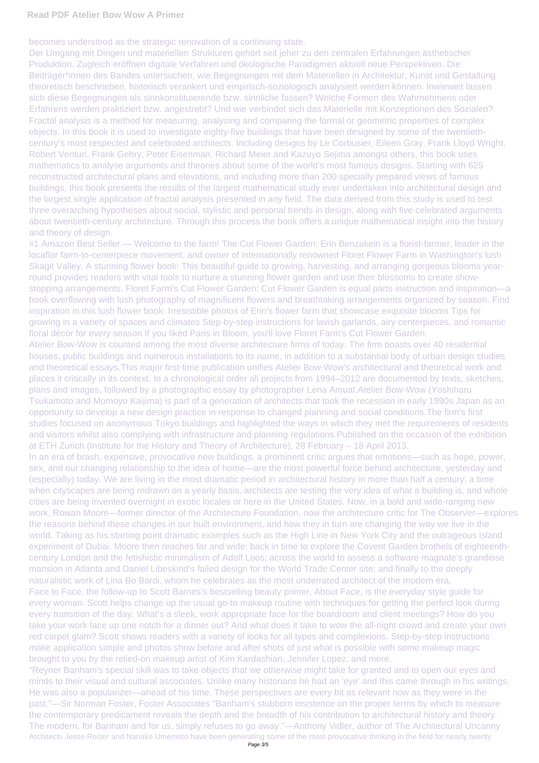becomes understood as the strategic renovation of a continuing state.

Der Umgang mit Dingen und materiellen Strukturen gehört seit jeher zu den zentralen Erfahrungen ästhetischer Produktion. Zugleich eröffnen digitale Verfahren und ökologische Paradigmen aktuell neue Perspektiven. Die Beiträger*innen des Bandes untersuchen, wie Begegnungen mit dem Materiellen in Architektur, Kunst und Gestaltung theoretisch beschrieben, historisch verankert und empirisch-soziologisch analysiert werden können. Inwieweit lassen sich diese Begegnungen als sinnkonstituierende bzw. sinnliche fassen? Welche Formen des Wahrnehmens oder Erfahrens werden praktiziert bzw. angestrebt? Und wie verbindet sich das Materielle mit Konzeptionen des Sozialen?

Fractal analysis is a method for measuring, analysing and comparing the formal or geometric properties of complex objects. In this book it is used to investigate eighty-five buildings that have been designed by some of the twentieth-century's most respected and celebrated architects. Including designs by Le Corbusier, Eileen Gray, Frank Lloyd Wright, Robert Venturi, Frank Gehry, Peter Eisenman, Richard Meier and Kazuyo Sejima amongst others, this book uses mathematics to analyse arguments and theories about some of the world's most famous designs. Starting with 625 reconstructed architectural plans and elevations, and including more than 200 specially prepared views of famous buildings, this book presents the results of the largest mathematical study ever undertaken into architectural design and the largest single application of fractal analysis presented in any field. The data derived from this study is used to test three overarching hypotheses about social, stylistic and personal trends in design, along with five celebrated arguments about twentieth-century architecture. Through this process the book offers a unique mathematical insight into the history and theory of design.

#1 Amazon Best Seller — Welcome to the farm! The Cut Flower Garden: Erin Benzakein is a florist-farmer, leader in the locaflor farm-to-centerpiece movement, and owner of internationally renowned Floret Flower Farm in Washington's lush Skagit Valley. A stunning flower book: This beautiful guide to growing, harvesting, and arranging gorgeous blooms year-round provides readers with vital tools to nurture a stunning flower garden and use their blossoms to create show-stopping arrangements. Floret Farm's Cut Flower Garden: Cut Flower Garden is equal parts instruction and inspiration—a book overflowing with lush photography of magnificent flowers and breathtaking arrangements organized by season. Find inspiration in this lush flower book: Irresistible photos of Erin's flower farm that showcase exquisite blooms Tips for growing in a variety of spaces and climates Step-by-step instructions for lavish garlands, airy centerpieces, and romantic floral décor for every season If you liked Paris in Bloom, you'll love Floret Farm's Cut Flower Garden.

Atelier Bow-Wow is counted among the most diverse architecture firms of today. The firm boasts over 40 residential houses, public buildings and numerous installations to its name, in addition to a substantial body of urban design studies and theoretical essays.This major first-time publication unifies Atelier Bow-Wow's architectural and theoretical work and places it critically in its context. In a chronological order all projects from 1994–2012 are documented by texts, sketches, plans and images, followed by a photographic essay by photographer Lena Amuat.Atelier Bow-Wow (Yoshiharu Tsukamoto and Momoyo Kaijima) is part of a generation of architects that took the recession in early 1990s Japan as an opportunity to develop a new design practice in response to changed planning and social conditions.The firm's first studies focused on anonymous Tokyo buildings and highlighted the ways in which they met the requirements of residents and visitors whilst also complying with infrastructure and planning regulations.Published on the occasion of the exhibition at ETH Zurich (Institute for the History and Theory of Architecture), 28 February – 18 April 2013.

In an era of brash, expensive, provocative new buildings, a prominent critic argues that emotions—such as hope, power, sex, and our changing relationship to the idea of home—are the most powerful force behind architecture, yesterday and (especially) today. We are living in the most dramatic period in architectural history in more than half a century: a time when cityscapes are being redrawn on a yearly basis, architects are testing the very idea of what a building is, and whole cities are being invented overnight in exotic locales or here in the United States. Now, in a bold and wide-ranging new work, Rowan Moore—former director of the Architecture Foundation, now the architecture critic for The Observer—explores the reasons behind these changes in our built environment, and how they in turn are changing the way we live in the world. Taking as his starting point dramatic examples such as the High Line in New York City and the outrageous island experiment of Dubai, Moore then reaches far and wide: back in time to explore the Covent Garden brothels of eighteenth-century London and the fetishistic minimalism of Adolf Loos; across the world to assess a software magnate's grandiose mansion in Atlanta and Daniel Libeskind's failed design for the World Trade Center site; and finally to the deeply naturalistic work of Lina Bo Bardi, whom he celebrates as the most underrated architect of the modern era.

Face to Face, the follow-up to Scott Barnes's bestselling beauty primer, About Face, is the everyday style guide for every woman. Scott helps change up the usual go-to makeup routine with techniques for getting the perfect look during every transition of the day. What's a sleek, work appropriate face for the boardroom and client meetings? How do you take your work face up one notch for a dinner out? And what does it take to wow the all-night crowd and create your own red carpet glam? Scott shows readers with a variety of looks for all types and complexions. Step-by-step instructions make application simple and photos show before and after shots of just what is possible with some makeup magic brought to you by the relied-on makeup artist of Kim Kardashian, Jennifer Lopez, and more.

"Reyner Banham's special skill was to take objects that we otherwise might take for granted and to open our eyes and minds to their visual and cultural associates. Unlike many historians he had an 'eye' and this came through in his writings. He was also a popularizer—ahead of his time. These perspectives are every bit as relevant now as they were in the past."—Sir Norman Foster, Foster Associates "Banham's stubborn insistence on the proper terms by which to measure the contemporary predicament reveals the depth and the breadth of his contribution to architectural history and theory. The modern, for Banham and for us, simply refuses to go away."—Anthony Vidler, author of The Architectural Uncanny

Architects Jesse Reiser and Nanako Umemoto have been generating some of the most provocative thinking in the field for nearly twenty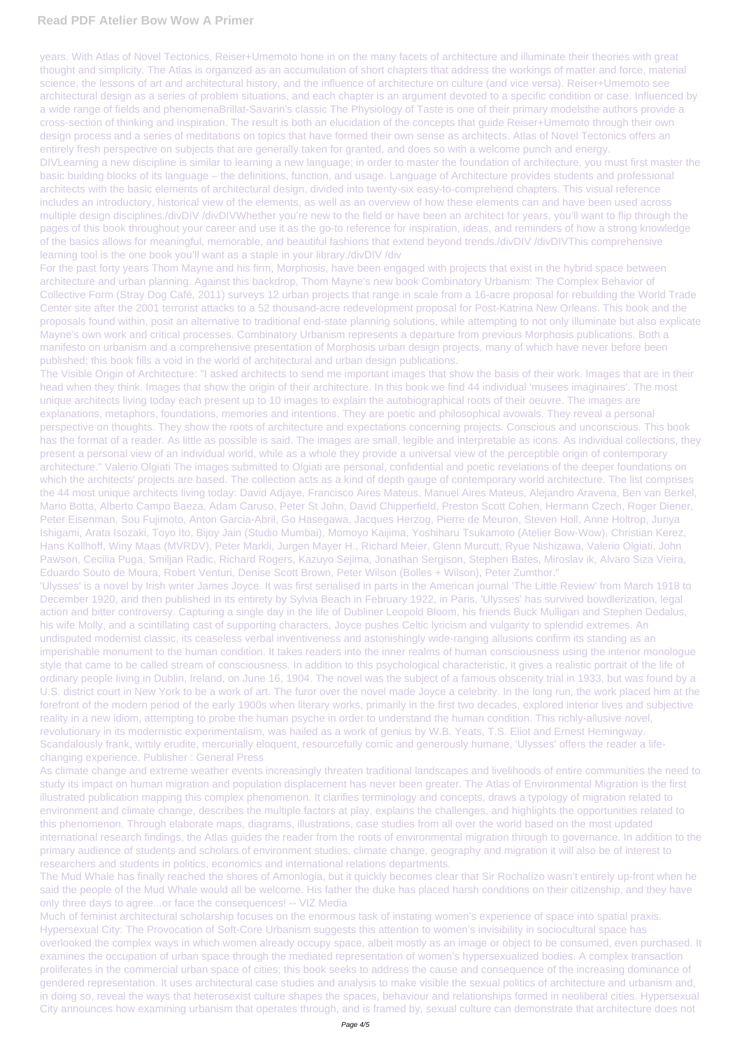years. With Atlas of Novel Tectonics, Reiser+Umemoto hone in on the many facets of architecture and illuminate their theories with great thought and simplicity. The Atlas is organized as an accumulation of short chapters that address the workings of matter and force, material science, the lessons of art and architectural history, and the influence of architecture on culture (and vice versa). Reiser+Umemoto see architectural design as a series of problem situations, and each chapter is an argument devoted to a specific condition or case. Influenced by a wide range of fields and phenomenaBrillat-Savarin's classic The Physiology of Taste is one of their primary modelsthe authors provide a cross-section of thinking and inspiration. The result is both an elucidation of the concepts that guide Reiser+Umemoto through their own design process and a series of meditations on topics that have formed their own sense as architects. Atlas of Novel Tectonics offers an entirely fresh perspective on subjects that are generally taken for granted, and does so with a welcome punch and energy.

DIVLearning a new discipline is similar to learning a new language; in order to master the foundation of architecture, you must first master the basic building blocks of its language – the definitions, function, and usage. Language of Architecture provides students and professional architects with the basic elements of architectural design, divided into twenty-six easy-to-comprehend chapters. This visual reference includes an introductory, historical view of the elements, as well as an overview of how these elements can and have been used across multiple design disciplines./divDIV /divDIVWhether you're new to the field or have been an architect for years, you'll want to flip through the pages of this book throughout your career and use it as the go-to reference for inspiration, ideas, and reminders of how a strong knowledge of the basics allows for meaningful, memorable, and beautiful fashions that extend beyond trends./divDIV /divDIVThis comprehensive learning tool is the one book you'll want as a staple in your library./divDIV /div

For the past forty years Thom Mayne and his firm, Morphosis, have been engaged with projects that exist in the hybrid space between architecture and urban planning. Against this backdrop, Thom Mayne's new book Combinatory Urbanism: The Complex Behavior of Collective Form (Stray Dog Café, 2011) surveys 12 urban projects that range in scale from a 16-acre proposal for rebuilding the World Trade Center site after the 2001 terrorist attacks to a 52 thousand-acre redevelopment proposal for Post-Katrina New Orleans. This book and the proposals found within, posit an alternative to traditional end-state planning solutions, while attempting to not only illuminate but also explicate Mayne's own work and critical processes. Combinatory Urbanism represents a departure from previous Morphosis publications. Both a manifesto on urbanism and a comprehensive presentation of Morphosis urban design projects, many of which have never before been published; this book fills a void in the world of architectural and urban design publications.

The Visible Origin of Architecture: "I asked architects to send me important images that show the basis of their work. Images that are in their head when they think. Images that show the origin of their architecture. In this book we find 44 individual 'musees imaginaires'. The most unique architects living today each present up to 10 images to explain the autobiographical roots of their oeuvre. The images are explanations, metaphors, foundations, memories and intentions. They are poetic and philosophical avowals. They reveal a personal perspective on thoughts. They show the roots of architecture and expectations concerning projects. Conscious and unconscious. This book has the format of a reader. As little as possible is said. The images are small, legible and interpretable as icons. As individual collections, they present a personal view of an individual world, while as a whole they provide a universal view of the perceptible origin of contemporary architecture." Valerio Olgiati The images submitted to Olgiati are personal, confidential and poetic revelations of the deeper foundations on which the architects' projects are based. The collection acts as a kind of depth gauge of contemporary world architecture. The list comprises the 44 most unique architects living today: David Adjaye, Francisco Aires Mateus, Manuel Aires Mateus, Alejandro Aravena, Ben van Berkel, Mario Botta, Alberto Campo Baeza, Adam Caruso, Peter St John, David Chipperfield, Preston Scott Cohen, Hermann Czech, Roger Diener, Peter Eisenman, Sou Fujimoto, Anton Garcia-Abril, Go Hasegawa, Jacques Herzog, Pierre de Meuron, Steven Holl, Anne Holtrop, Junya Ishigami, Arata Isozaki, Toyo Ito, Bijoy Jain (Studio Mumbai), Momoyo Kaijima, Yoshiharu Tsukamoto (Atelier Bow-Wow), Christian Kerez, Hans Kollhoff, Winy Maas (MVRDV), Peter Markli, Jurgen Mayer H., Richard Meier, Glenn Murcutt, Ryue Nishizawa, Valerio Olgiati, John Pawson, Cecilia Puga, Smiljan Radic, Richard Rogers, Kazuyo Sejima, Jonathan Sergison, Stephen Bates, Miroslav ik, Alvaro Siza Vieira, Eduardo Souto de Moura, Robert Venturi, Denise Scott Brown, Peter Wilson (Bolles + Wilson), Peter Zumthor."

'Ulysses' is a novel by Irish writer James Joyce. It was first serialised in parts in the American journal 'The Little Review' from March 1918 to December 1920, and then published in its entirety by Sylvia Beach in February 1922, in Paris. 'Ulysses' has survived bowdlerization, legal action and bitter controversy. Capturing a single day in the life of Dubliner Leopold Bloom, his friends Buck Mulligan and Stephen Dedalus, his wife Molly, and a scintillating cast of supporting characters, Joyce pushes Celtic lyricism and vulgarity to splendid extremes. An undisputed modernist classic, its ceaseless verbal inventiveness and astonishingly wide-ranging allusions confirm its standing as an imperishable monument to the human condition. It takes readers into the inner realms of human consciousness using the interior monologue style that came to be called stream of consciousness. In addition to this psychological characteristic, it gives a realistic portrait of the life of ordinary people living in Dublin, Ireland, on June 16, 1904. The novel was the subject of a famous obscenity trial in 1933, but was found by a U.S. district court in New York to be a work of art. The furor over the novel made Joyce a celebrity. In the long run, the work placed him at the forefront of the modern period of the early 1900s when literary works, primarily in the first two decades, explored interior lives and subjective reality in a new idiom, attempting to probe the human psyche in order to understand the human condition. This richly-allusive novel, revolutionary in its modernist experimentalism, was hailed as a work of genius by W.B. Yeats, T.S. Eliot and Ernest Hemingway. Scandalously frank, wittily erudite, mercurially eloquent, resourcefully comic and generously humane, 'Ulysses' offers the reader a life-changing experience. Publisher : General Press

As climate change and extreme weather events increasingly threaten traditional landscapes and livelihoods of entire communities the need to study its impact on human migration and population displacement has never been greater. The Atlas of Environmental Migration is the first illustrated publication mapping this complex phenomenon. It clarifies terminology and concepts, draws a typology of migration related to environment and climate change, describes the multiple factors at play, explains the challenges, and highlights the opportunities related to this phenomenon. Through elaborate maps, diagrams, illustrations, case studies from all over the world based on the most updated international research findings, the Atlas guides the reader from the roots of environmental migration through to governance. In addition to the primary audience of students and scholars of environment studies, climate change, geography and migration it will also be of interest to researchers and students in politics, economics and international relations departments.

The Mud Whale has finally reached the shores of Amonlogia, but it quickly becomes clear that Sir Rochalizo wasn't entirely up-front when he said the people of the Mud Whale would all be welcome. His father the duke has placed harsh conditions on their citizenship, and they have only three days to agree...or face the consequences! -- VIZ Media

Much of feminist architectural scholarship focuses on the enormous task of instating women's experience of space into spatial praxis. Hypersexual City: The Provocation of Soft-Core Urbanism suggests this attention to women's invisibility in sociocultural space has overlooked the complex ways in which women already occupy space, albeit mostly as an image or object to be consumed, even purchased. It examines the occupation of urban space through the mediated representation of women's hypersexualized bodies. A complex transaction proliferates in the commercial urban space of cities; this book seeks to address the cause and consequence of the increasing dominance of gendered representation. It uses architectural case studies and analysis to make visible the sexual politics of architecture and urbanism and, in doing so, reveal the ways that heterosexist culture shapes the spaces, behaviour and relationships formed in neoliberal cities. Hypersexual City announces how examining urbanism that operates through, and is framed by, sexual culture can demonstrate that architecture does not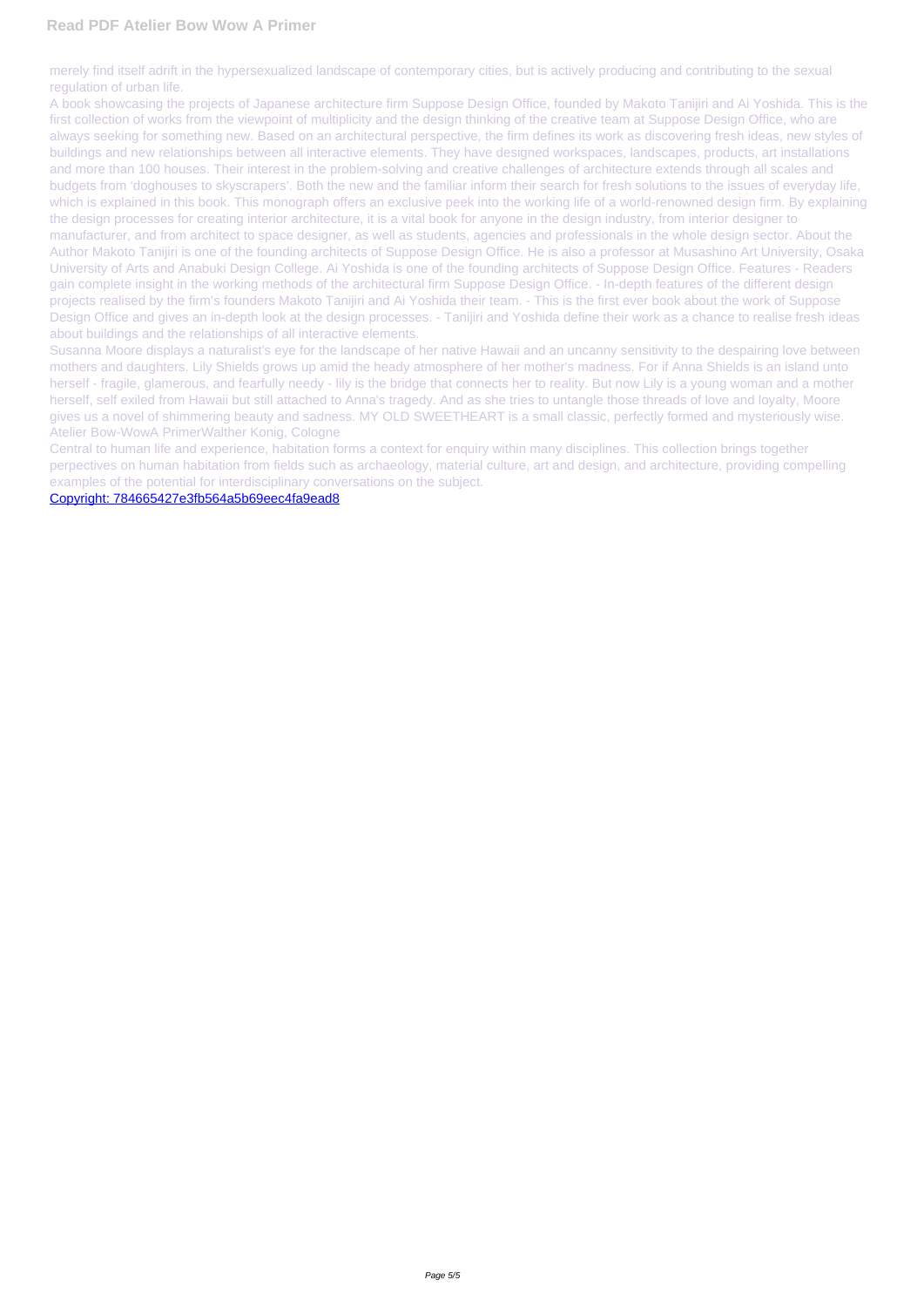merely find itself adrift in the hypersexualized landscape of contemporary cities, but is actively producing and contributing to the sexual regulation of urban life.

A book showcasing the projects of Japanese architecture firm Suppose Design Office, founded by Makoto Tanijiri and Ai Yoshida. This is the first collection of works from the viewpoint of multiplicity and the design thinking of the creative team at Suppose Design Office, who are always seeking for something new. Based on an architectural perspective, the firm defines its work as discovering fresh ideas, new styles of buildings and new relationships between all interactive elements. They have designed workspaces, landscapes, products, art installations and more than 100 houses. Their interest in the problem-solving and creative challenges of architecture extends through all scales and budgets from 'doghouses to skyscrapers'. Both the new and the familiar inform their search for fresh solutions to the issues of everyday life, which is explained in this book. This monograph offers an exclusive peek into the working life of a world-renowned design firm. By explaining the design processes for creating interior architecture, it is a vital book for anyone in the design industry, from interior designer to manufacturer, and from architect to space designer, as well as students, agencies and professionals in the whole design sector. About the Author Makoto Tanijiri is one of the founding architects of Suppose Design Office. He is also a professor at Musashino Art University, Osaka University of Arts and Anabuki Design College. Ai Yoshida is one of the founding architects of Suppose Design Office. Features - Readers gain complete insight in the working methods of the architectural firm Suppose Design Office. - In-depth features of the different design projects realised by the firm's founders Makoto Tanijiri and Ai Yoshida their team. - This is the first ever book about the work of Suppose Design Office and gives an in-depth look at the design processes. - Tanijiri and Yoshida define their work as a chance to realise fresh ideas about buildings and the relationships of all interactive elements.

Susanna Moore displays a naturalist's eye for the landscape of her native Hawaii and an uncanny sensitivity to the despairing love between mothers and daughters. Lily Shields grows up amid the heady atmosphere of her mother's madness. For if Anna Shields is an island unto herself - fragile, glamerous, and fearfully needy - lily is the bridge that connects her to reality. But now Lily is a young woman and a mother herself, self exiled from Hawaii but still attached to Anna's tragedy. And as she tries to untangle those threads of love and loyalty, Moore gives us a novel of shimmering beauty and sadness. MY OLD SWEETHEART is a small classic, perfectly formed and mysteriously wise.

Atelier Bow-WowA PrimerWalther Konig, Cologne

Central to human life and experience, habitation forms a context for enquiry within many disciplines. This collection brings together perpectives on human habitation from fields such as archaeology, material culture, art and design, and architecture, providing compelling examples of the potential for interdisciplinary conversations on the subject.

Copyright: 784665427e3fb564a5b69eec4fa9ead8